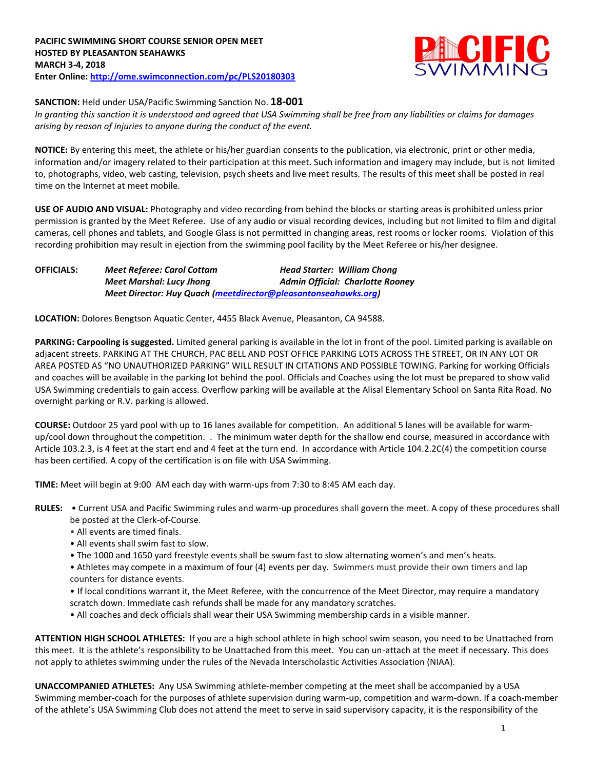**PACIFIC SWIMMING SHORT COURSE SENIOR OPEN MEET**
**HOSTED BY PLEASANTON SEAHAWKS**
**MARCH 3-4, 2018**
**Enter Online: [http://ome.swimconnection.com/pc/PLS20180303](http://ome.swimconnection.com/pc/PLS20180303)**

**SANCTION:** Held under USA/Pacific Swimming Sanction No. **18-001**
*In granting this sanction it is understood and agreed that USA Swimming shall be free from any liabilities or claims for damages arising by reason of injuries to anyone during the conduct of the event.*

**NOTICE:** By entering this meet, the athlete or his/her guardian consents to the publication, via electronic, print or other media, information and/or imagery related to their participation at this meet. Such information and imagery may include, but is not limited to, photographs, video, web casting, television, psych sheets and live meet results. The results of this meet shall be posted in real time on the Internet at meet mobile.

**USE OF AUDIO AND VISUAL:** Photography and video recording from behind the blocks or starting areas is prohibited unless prior permission is granted by the Meet Referee. Use of any audio or visual recording devices, including but not limited to film and digital cameras, cell phones and tablets, and Google Glass is not permitted in changing areas, rest rooms or locker rooms. Violation of this recording prohibition may result in ejection from the swimming pool facility by the Meet Referee or his/her designee.

**OFFICIALS:** *Meet Referee: Carol Cottam* *Head Starter: William Chong*
*Meet Marshal: Lucy Jhong* *Admin Official: Charlotte Rooney*
*Meet Director: Huy Quach ([meetdirector@pleasantonseahawks.org](mailto:meetdirector@pleasantonseahawks.org))*

**LOCATION:** Dolores Bengtson Aquatic Center, 4455 Black Avenue, Pleasanton, CA 94588.

**PARKING: Carpooling is suggested.** Limited general parking is available in the lot in front of the pool. Limited parking is available on adjacent streets. PARKING AT THE CHURCH, PAC BELL AND POST OFFICE PARKING LOTS ACROSS THE STREET, OR IN ANY LOT OR AREA POSTED AS "NO UNAUTHORIZED PARKING" WILL RESULT IN CITATIONS AND POSSIBLE TOWING. Parking for working Officials and coaches will be available in the parking lot behind the pool. Officials and Coaches using the lot must be prepared to show valid USA Swimming credentials to gain access. Overflow parking will be available at the Alisal Elementary School on Santa Rita Road. No overnight parking or R.V. parking is allowed.

**COURSE:** Outdoor 25 yard pool with up to 16 lanes available for competition. An additional 5 lanes will be available for warm-up/cool down throughout the competition. . The minimum water depth for the shallow end course, measured in accordance with Article 103.2.3, is 4 feet at the start end and 4 feet at the turn end. In accordance with Article 104.2.2C(4) the competition course has been certified. A copy of the certification is on file with USA Swimming.

**TIME:** Meet will begin at 9:00 AM each day with warm-ups from 7:30 to 8:45 AM each day.

**RULES:**
- Current USA and Pacific Swimming rules and warm-up procedures shall govern the meet. A copy of these procedures shall be posted at the Clerk-of-Course.
- All events are timed finals.
- All events shall swim fast to slow.
- The 1000 and 1650 yard freestyle events shall be swum fast to slow alternating women's and men's heats.
- Athletes may compete in a maximum of four (4) events per day. Swimmers must provide their own timers and lap counters for distance events.
- If local conditions warrant it, the Meet Referee, with the concurrence of the Meet Director, may require a mandatory scratch down. Immediate cash refunds shall be made for any mandatory scratches.
- All coaches and deck officials shall wear their USA Swimming membership cards in a visible manner.

**ATTENTION HIGH SCHOOL ATHLETES:** If you are a high school athlete in high school swim season, you need to be Unattached from this meet. It is the athlete's responsibility to be Unattached from this meet. You can un-attach at the meet if necessary. This does not apply to athletes swimming under the rules of the Nevada Interscholastic Activities Association (NIAA).

**UNACCOMPANIED ATHLETES:** Any USA Swimming athlete-member competing at the meet shall be accompanied by a USA Swimming member-coach for the purposes of athlete supervision during warm-up, competition and warm-down. If a coach-member of the athlete's USA Swimming Club does not attend the meet to serve in said supervisory capacity, it is the responsibility of the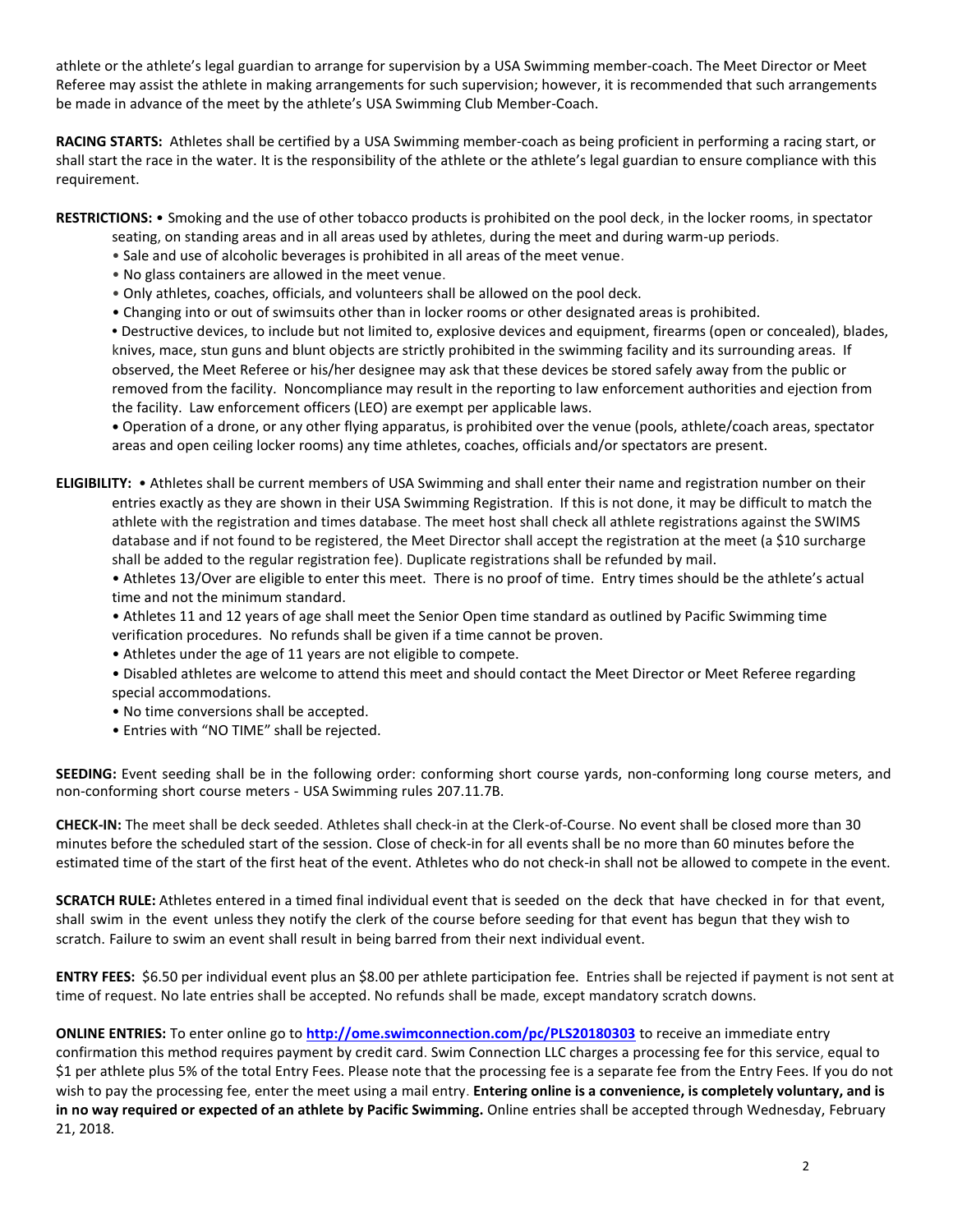athlete or the athlete's legal guardian to arrange for supervision by a USA Swimming member-coach. The Meet Director or Meet Referee may assist the athlete in making arrangements for such supervision; however, it is recommended that such arrangements be made in advance of the meet by the athlete's USA Swimming Club Member-Coach.

**RACING STARTS:** Athletes shall be certified by a USA Swimming member-coach as being proficient in performing a racing start, or shall start the race in the water. It is the responsibility of the athlete or the athlete's legal guardian to ensure compliance with this requirement.

**RESTRICTIONS:** • Smoking and the use of other tobacco products is prohibited on the pool deck, in the locker rooms, in spectator seating, on standing areas and in all areas used by athletes, during the meet and during warm-up periods.

• Sale and use of alcoholic beverages is prohibited in all areas of the meet venue.
• No glass containers are allowed in the meet venue.
• Only athletes, coaches, officials, and volunteers shall be allowed on the pool deck.
• Changing into or out of swimsuits other than in locker rooms or other designated areas is prohibited.
• Destructive devices, to include but not limited to, explosive devices and equipment, firearms (open or concealed), blades, knives, mace, stun guns and blunt objects are strictly prohibited in the swimming facility and its surrounding areas. If observed, the Meet Referee or his/her designee may ask that these devices be stored safely away from the public or removed from the facility. Noncompliance may result in the reporting to law enforcement authorities and ejection from the facility. Law enforcement officers (LEO) are exempt per applicable laws.
• Operation of a drone, or any other flying apparatus, is prohibited over the venue (pools, athlete/coach areas, spectator areas and open ceiling locker rooms) any time athletes, coaches, officials and/or spectators are present.

**ELIGIBILITY:** • Athletes shall be current members of USA Swimming and shall enter their name and registration number on their entries exactly as they are shown in their USA Swimming Registration. If this is not done, it may be difficult to match the athlete with the registration and times database. The meet host shall check all athlete registrations against the SWIMS database and if not found to be registered, the Meet Director shall accept the registration at the meet (a $10 surcharge shall be added to the regular registration fee). Duplicate registrations shall be refunded by mail.

• Athletes 13/Over are eligible to enter this meet. There is no proof of time. Entry times should be the athlete's actual time and not the minimum standard.
• Athletes 11 and 12 years of age shall meet the Senior Open time standard as outlined by Pacific Swimming time verification procedures. No refunds shall be given if a time cannot be proven.
• Athletes under the age of 11 years are not eligible to compete.
• Disabled athletes are welcome to attend this meet and should contact the Meet Director or Meet Referee regarding special accommodations.
• No time conversions shall be accepted.
• Entries with "NO TIME" shall be rejected.

**SEEDING:** Event seeding shall be in the following order: conforming short course yards, non-conforming long course meters, and non-conforming short course meters - USA Swimming rules 207.11.7B.

**CHECK-IN:** The meet shall be deck seeded. Athletes shall check-in at the Clerk-of-Course. No event shall be closed more than 30 minutes before the scheduled start of the session. Close of check-in for all events shall be no more than 60 minutes before the estimated time of the start of the first heat of the event. Athletes who do not check-in shall not be allowed to compete in the event.

**SCRATCH RULE:** Athletes entered in a timed final individual event that is seeded on the deck that have checked in for that event, shall swim in the event unless they notify the clerk of the course before seeding for that event has begun that they wish to scratch. Failure to swim an event shall result in being barred from their next individual event.

**ENTRY FEES:** $6.50 per individual event plus an $8.00 per athlete participation fee. Entries shall be rejected if payment is not sent at time of request. No late entries shall be accepted. No refunds shall be made, except mandatory scratch downs.

**ONLINE ENTRIES:** To enter online go to **http://ome.swimconnection.com/pc/PLS20180303** to receive an immediate entry confirmation this method requires payment by credit card. Swim Connection LLC charges a processing fee for this service, equal to $1 per athlete plus 5% of the total Entry Fees. Please note that the processing fee is a separate fee from the Entry Fees. If you do not wish to pay the processing fee, enter the meet using a mail entry. **Entering online is a convenience, is completely voluntary, and is in no way required or expected of an athlete by Pacific Swimming.** Online entries shall be accepted through Wednesday, February 21, 2018.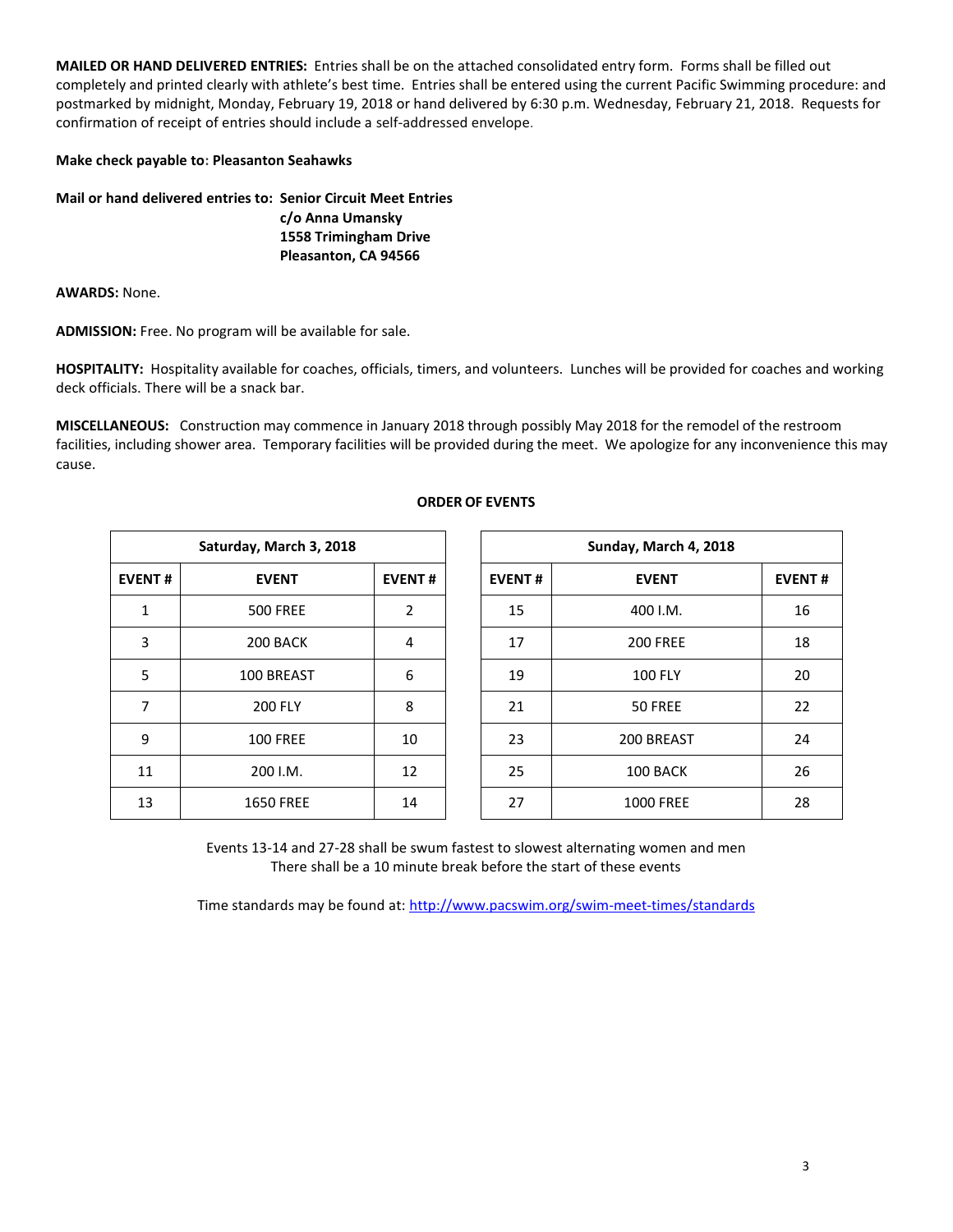**MAILED OR HAND DELIVERED ENTRIES:** Entries shall be on the attached consolidated entry form. Forms shall be filled out completely and printed clearly with athlete's best time. Entries shall be entered using the current Pacific Swimming procedure: and postmarked by midnight, Monday, February 19, 2018 or hand delivered by 6:30 p.m. Wednesday, February 21, 2018. Requests for confirmation of receipt of entries should include a self-addressed envelope.

**Make check payable to: Pleasanton Seahawks**

**Mail or hand delivered entries to: Senior Circuit Meet Entries**
**c/o Anna Umansky**
**1558 Trimingham Drive**
**Pleasanton, CA 94566**

**AWARDS:** None.

**ADMISSION:** Free. No program will be available for sale.

**HOSPITALITY:** Hospitality available for coaches, officials, timers, and volunteers. Lunches will be provided for coaches and working deck officials. There will be a snack bar.

**MISCELLANEOUS:** Construction may commence in January 2018 through possibly May 2018 for the remodel of the restroom facilities, including shower area. Temporary facilities will be provided during the meet. We apologize for any inconvenience this may cause.

**ORDER OF EVENTS**

| Saturday, March 3, 2018 | | |
|---|---|---|
| **EVENT #** | **EVENT** | **EVENT #** |
| 1 | 500 FREE | 2 |
| 3 | 200 BACK | 4 |
| 5 | 100 BREAST | 6 |
| 7 | 200 FLY | 8 |
| 9 | 100 FREE | 10 |
| 11 | 200 I.M. | 12 |
| 13 | 1650 FREE | 14 |

| Sunday, March 4, 2018 | | |
|---|---|---|
| **EVENT #** | **EVENT** | **EVENT #** |
| 15 | 400 I.M. | 16 |
| 17 | 200 FREE | 18 |
| 19 | 100 FLY | 20 |
| 21 | 50 FREE | 22 |
| 23 | 200 BREAST | 24 |
| 25 | 100 BACK | 26 |
| 27 | 1000 FREE | 28 |

Events 13-14 and 27-28 shall be swum fastest to slowest alternating women and men
There shall be a 10 minute break before the start of these events

Time standards may be found at: http://www.pacswim.org/swim-meet-times/standards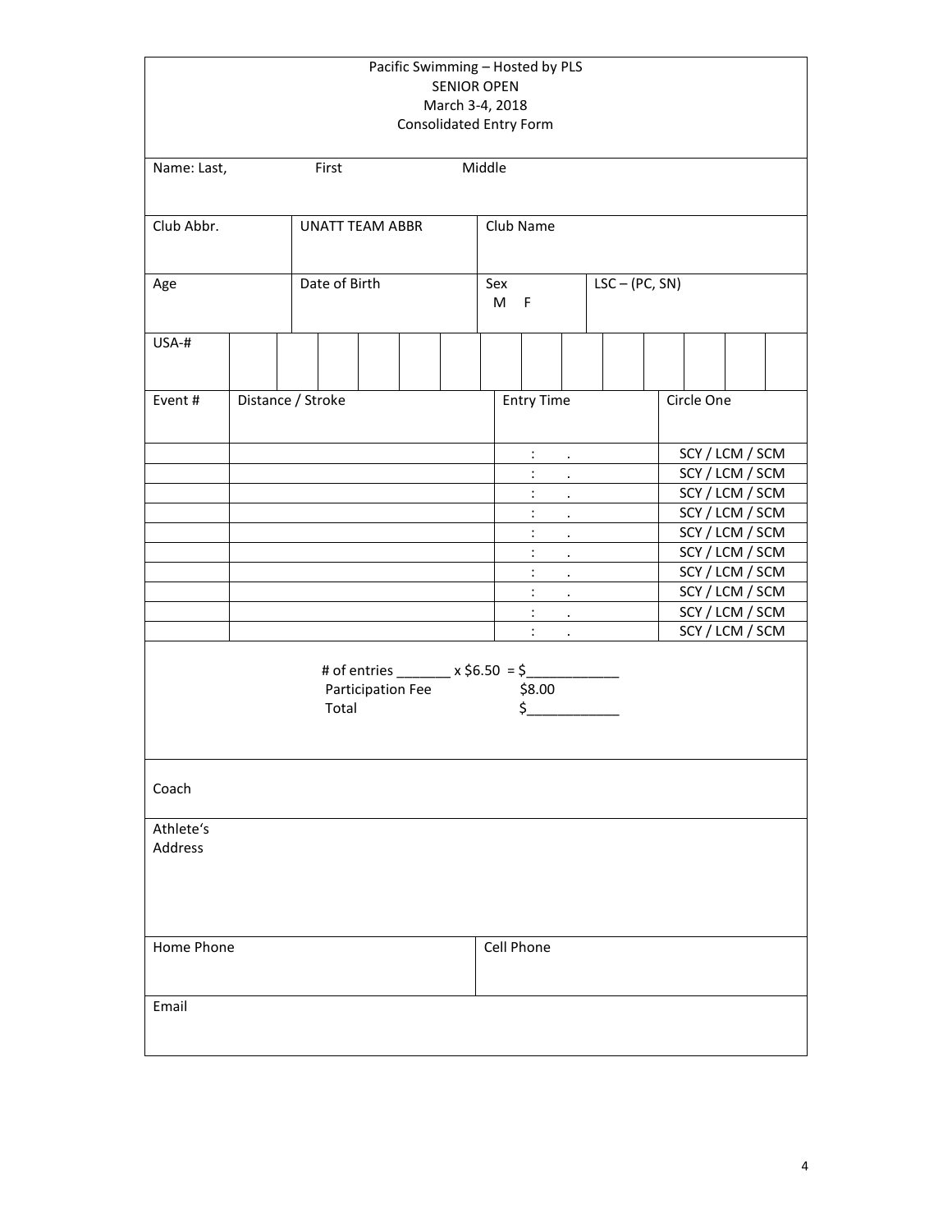Pacific Swimming – Hosted by PLS

SENIOR OPEN

March 3-4, 2018

Consolidated Entry Form

| Name: Last, | First | Middle | |
|---|---|---|---|
| Club Abbr. | UNATT TEAM ABBR | Club Name | |
| Age | Date of Birth | Sex M F | LSC – (PC, SN) |

| USA-# | | | | | | | | | | | | | | |
|---|---|---|---|---|---|---|---|---|---|---|---|---|---|---|

| Event # | Distance / Stroke | Entry Time | Circle One |
|---|---|---|---|
| | | : . | SCY / LCM / SCM |
| | | : . | SCY / LCM / SCM |
| | | : . | SCY / LCM / SCM |
| | | : . | SCY / LCM / SCM |
| | | : . | SCY / LCM / SCM |
| | | : . | SCY / LCM / SCM |
| | | : . | SCY / LCM / SCM |
| | | : . | SCY / LCM / SCM |
| | | : . | SCY / LCM / SCM |
| | | : . | SCY / LCM / SCM |

# of entries _______ x $6.50 = $____________

Participation Fee $8.00

Total $____________

Coach

Athlete's Address

| Home Phone | Cell Phone |
|---|---|

Email